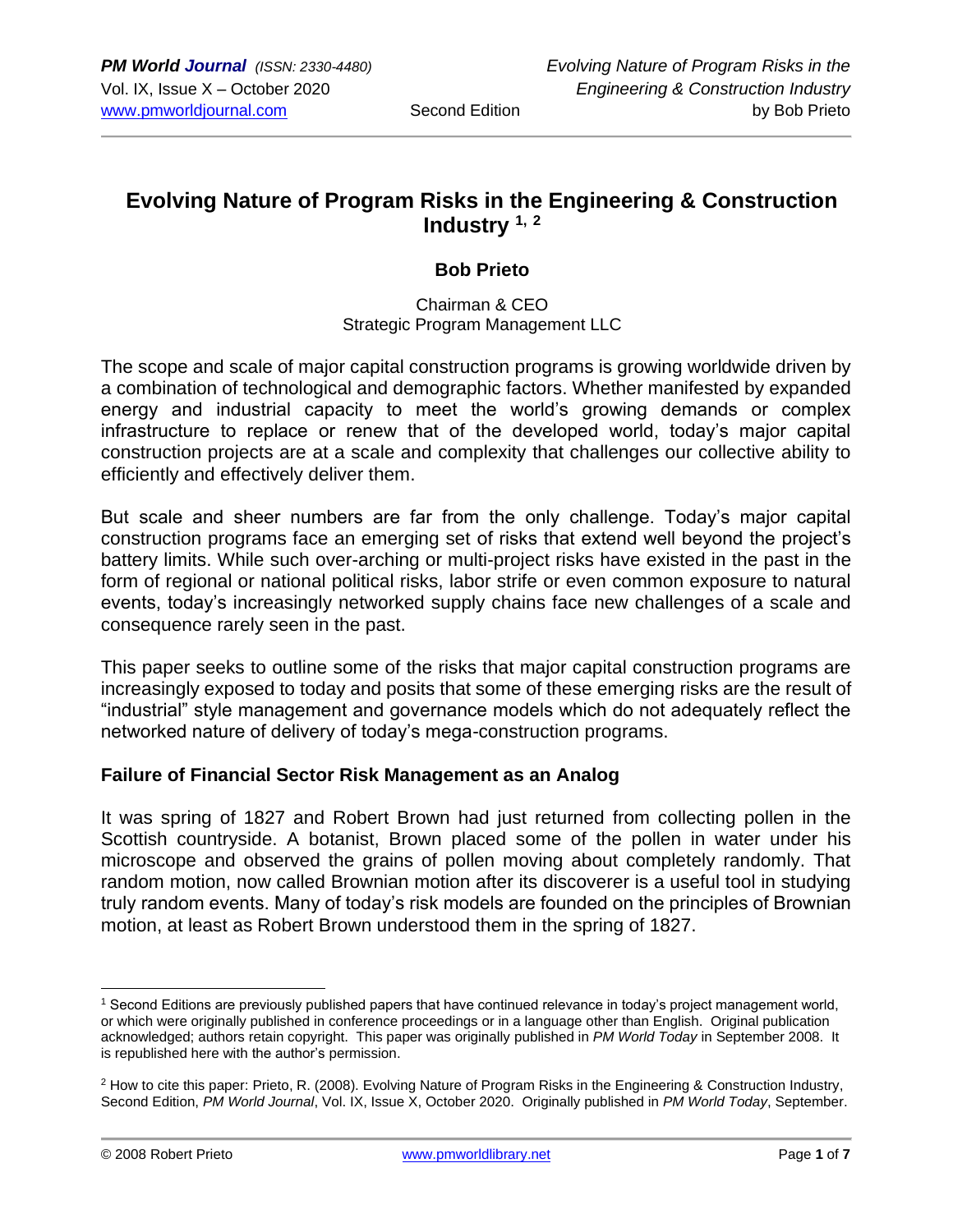# Evolving Nature of Program Risks in the Engineering & Construction Industry [1, 2]

**Bob Prieto**

Chairman & CEO
Strategic Program Management LLC

The scope and scale of major capital construction programs is growing worldwide driven by a combination of technological and demographic factors. Whether manifested by expanded energy and industrial capacity to meet the world's growing demands or complex infrastructure to replace or renew that of the developed world, today's major capital construction projects are at a scale and complexity that challenges our collective ability to efficiently and effectively deliver them.

But scale and sheer numbers are far from the only challenge. Today's major capital construction programs face an emerging set of risks that extend well beyond the project's battery limits. While such over-arching or multi-project risks have existed in the past in the form of regional or national political risks, labor strife or even common exposure to natural events, today's increasingly networked supply chains face new challenges of a scale and consequence rarely seen in the past.

This paper seeks to outline some of the risks that major capital construction programs are increasingly exposed to today and posits that some of these emerging risks are the result of "industrial" style management and governance models which do not adequately reflect the networked nature of delivery of today's mega-construction programs.

## Failure of Financial Sector Risk Management as an Analog

It was spring of 1827 and Robert Brown had just returned from collecting pollen in the Scottish countryside. A botanist, Brown placed some of the pollen in water under his microscope and observed the grains of pollen moving about completely randomly. That random motion, now called Brownian motion after its discoverer is a useful tool in studying truly random events. Many of today's risk models are founded on the principles of Brownian motion, at least as Robert Brown understood them in the spring of 1827.

---

[1] Second Editions are previously published papers that have continued relevance in today's project management world, or which were originally published in conference proceedings or in a language other than English. Original publication acknowledged; authors retain copyright. This paper was originally published in *PM World Today* in September 2008. It is republished here with the author's permission.

[2] How to cite this paper: Prieto, R. (2008). Evolving Nature of Program Risks in the Engineering & Construction Industry, Second Edition, *PM World Journal*, Vol. IX, Issue X, October 2020. Originally published in *PM World Today*, September.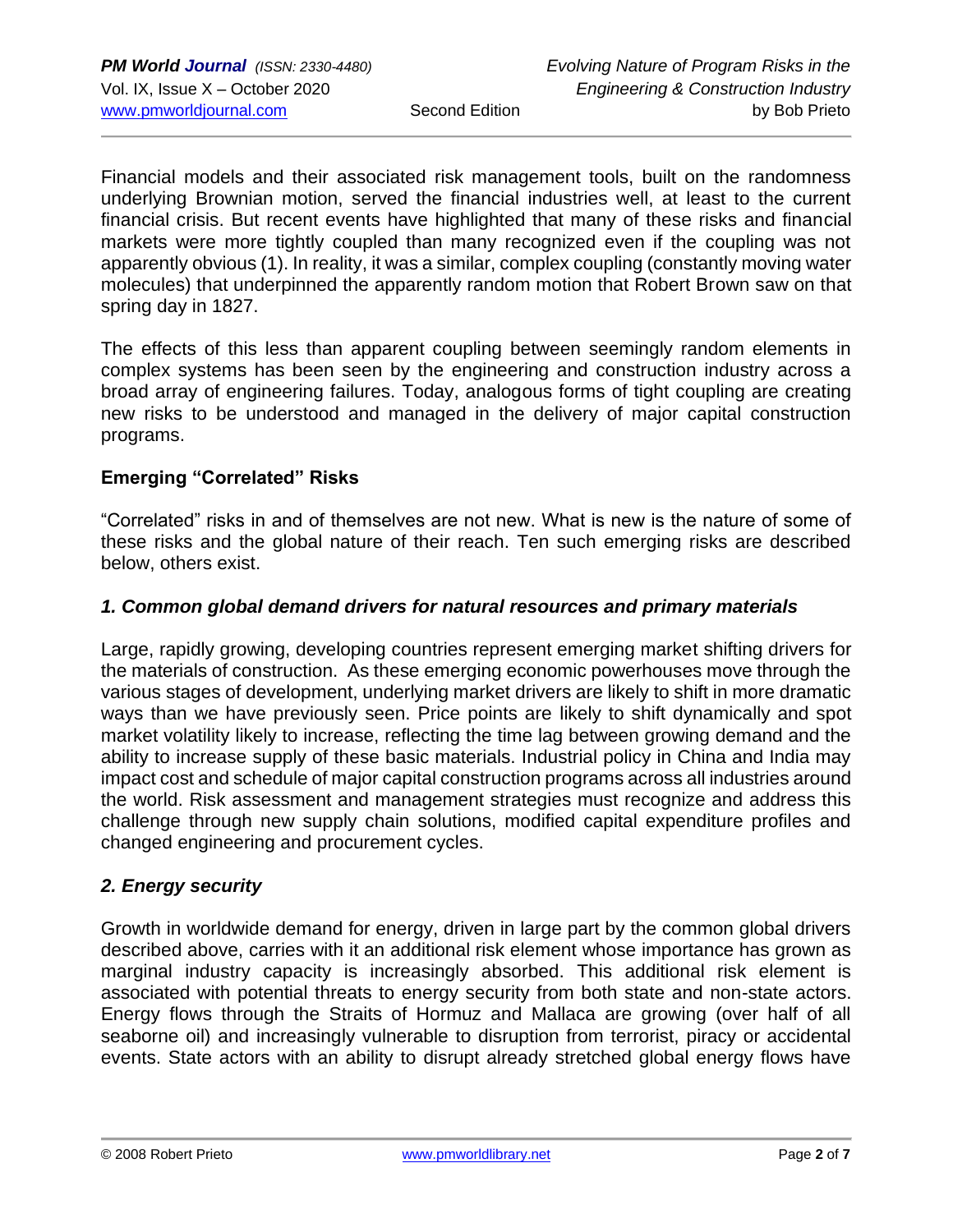Financial models and their associated risk management tools, built on the randomness underlying Brownian motion, served the financial industries well, at least to the current financial crisis. But recent events have highlighted that many of these risks and financial markets were more tightly coupled than many recognized even if the coupling was not apparently obvious (1). In reality, it was a similar, complex coupling (constantly moving water molecules) that underpinned the apparently random motion that Robert Brown saw on that spring day in 1827.

The effects of this less than apparent coupling between seemingly random elements in complex systems has been seen by the engineering and construction industry across a broad array of engineering failures. Today, analogous forms of tight coupling are creating new risks to be understood and managed in the delivery of major capital construction programs.

## Emerging "Correlated" Risks

"Correlated" risks in and of themselves are not new. What is new is the nature of some of these risks and the global nature of their reach. Ten such emerging risks are described below, others exist.

### *1. Common global demand drivers for natural resources and primary materials*

Large, rapidly growing, developing countries represent emerging market shifting drivers for the materials of construction. As these emerging economic powerhouses move through the various stages of development, underlying market drivers are likely to shift in more dramatic ways than we have previously seen. Price points are likely to shift dynamically and spot market volatility likely to increase, reflecting the time lag between growing demand and the ability to increase supply of these basic materials. Industrial policy in China and India may impact cost and schedule of major capital construction programs across all industries around the world. Risk assessment and management strategies must recognize and address this challenge through new supply chain solutions, modified capital expenditure profiles and changed engineering and procurement cycles.

### *2. Energy security*

Growth in worldwide demand for energy, driven in large part by the common global drivers described above, carries with it an additional risk element whose importance has grown as marginal industry capacity is increasingly absorbed. This additional risk element is associated with potential threats to energy security from both state and non-state actors. Energy flows through the Straits of Hormuz and Mallaca are growing (over half of all seaborne oil) and increasingly vulnerable to disruption from terrorist, piracy or accidental events. State actors with an ability to disrupt already stretched global energy flows have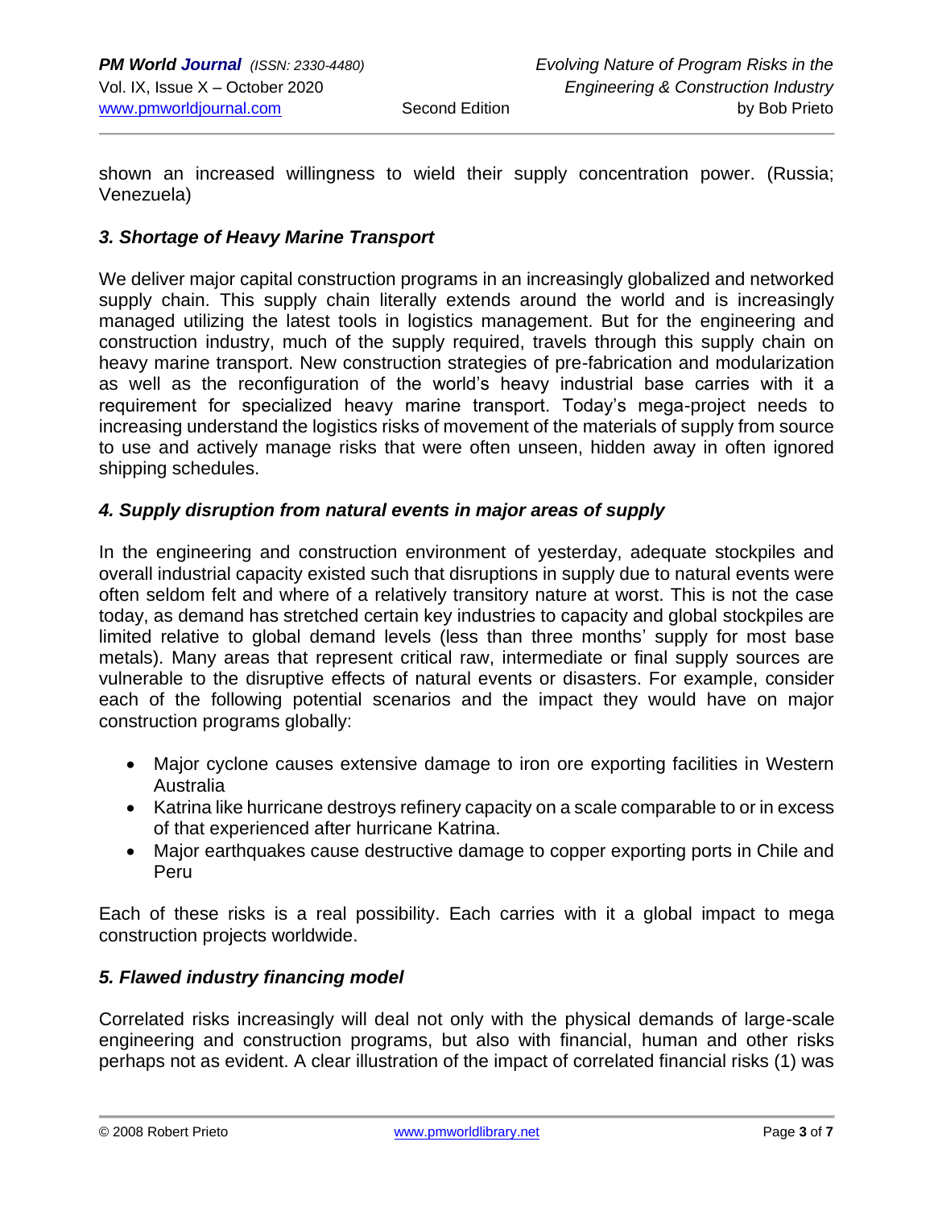shown an increased willingness to wield their supply concentration power. (Russia; Venezuela)

### *3. Shortage of Heavy Marine Transport*

We deliver major capital construction programs in an increasingly globalized and networked supply chain. This supply chain literally extends around the world and is increasingly managed utilizing the latest tools in logistics management. But for the engineering and construction industry, much of the supply required, travels through this supply chain on heavy marine transport. New construction strategies of pre-fabrication and modularization as well as the reconfiguration of the world's heavy industrial base carries with it a requirement for specialized heavy marine transport. Today's mega-project needs to increasing understand the logistics risks of movement of the materials of supply from source to use and actively manage risks that were often unseen, hidden away in often ignored shipping schedules.

### *4. Supply disruption from natural events in major areas of supply*

In the engineering and construction environment of yesterday, adequate stockpiles and overall industrial capacity existed such that disruptions in supply due to natural events were often seldom felt and where of a relatively transitory nature at worst. This is not the case today, as demand has stretched certain key industries to capacity and global stockpiles are limited relative to global demand levels (less than three months' supply for most base metals). Many areas that represent critical raw, intermediate or final supply sources are vulnerable to the disruptive effects of natural events or disasters. For example, consider each of the following potential scenarios and the impact they would have on major construction programs globally:

- Major cyclone causes extensive damage to iron ore exporting facilities in Western Australia
- Katrina like hurricane destroys refinery capacity on a scale comparable to or in excess of that experienced after hurricane Katrina.
- Major earthquakes cause destructive damage to copper exporting ports in Chile and Peru

Each of these risks is a real possibility. Each carries with it a global impact to mega construction projects worldwide.

### *5. Flawed industry financing model*

Correlated risks increasingly will deal not only with the physical demands of large-scale engineering and construction programs, but also with financial, human and other risks perhaps not as evident. A clear illustration of the impact of correlated financial risks (1) was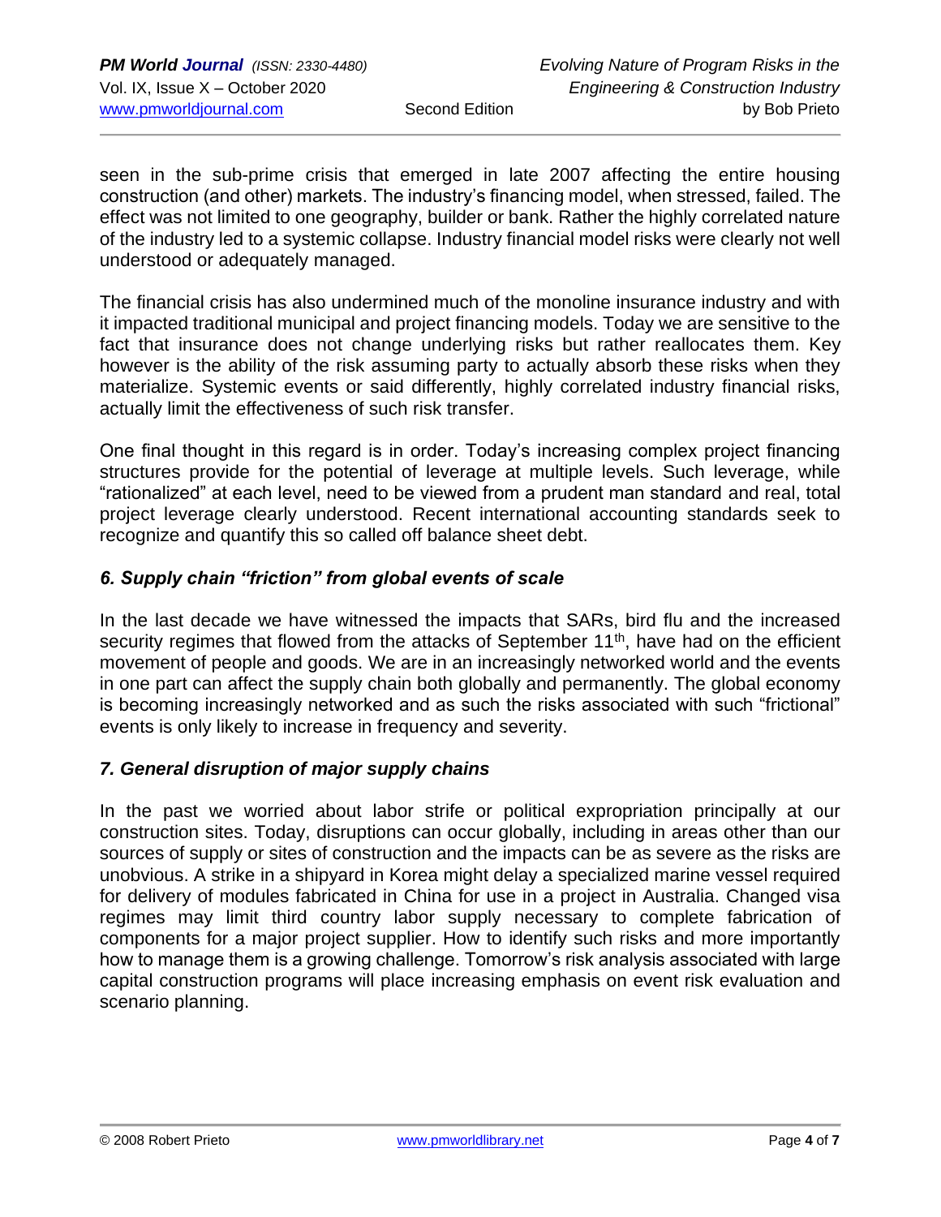seen in the sub-prime crisis that emerged in late 2007 affecting the entire housing construction (and other) markets. The industry's financing model, when stressed, failed. The effect was not limited to one geography, builder or bank. Rather the highly correlated nature of the industry led to a systemic collapse. Industry financial model risks were clearly not well understood or adequately managed.

The financial crisis has also undermined much of the monoline insurance industry and with it impacted traditional municipal and project financing models. Today we are sensitive to the fact that insurance does not change underlying risks but rather reallocates them. Key however is the ability of the risk assuming party to actually absorb these risks when they materialize. Systemic events or said differently, highly correlated industry financial risks, actually limit the effectiveness of such risk transfer.

One final thought in this regard is in order. Today's increasing complex project financing structures provide for the potential of leverage at multiple levels. Such leverage, while "rationalized" at each level, need to be viewed from a prudent man standard and real, total project leverage clearly understood. Recent international accounting standards seek to recognize and quantify this so called off balance sheet debt.

### *6. Supply chain "friction" from global events of scale*

In the last decade we have witnessed the impacts that SARs, bird flu and the increased security regimes that flowed from the attacks of September 11th, have had on the efficient movement of people and goods. We are in an increasingly networked world and the events in one part can affect the supply chain both globally and permanently. The global economy is becoming increasingly networked and as such the risks associated with such "frictional" events is only likely to increase in frequency and severity.

### *7. General disruption of major supply chains*

In the past we worried about labor strife or political expropriation principally at our construction sites. Today, disruptions can occur globally, including in areas other than our sources of supply or sites of construction and the impacts can be as severe as the risks are unobvious. A strike in a shipyard in Korea might delay a specialized marine vessel required for delivery of modules fabricated in China for use in a project in Australia. Changed visa regimes may limit third country labor supply necessary to complete fabrication of components for a major project supplier. How to identify such risks and more importantly how to manage them is a growing challenge. Tomorrow's risk analysis associated with large capital construction programs will place increasing emphasis on event risk evaluation and scenario planning.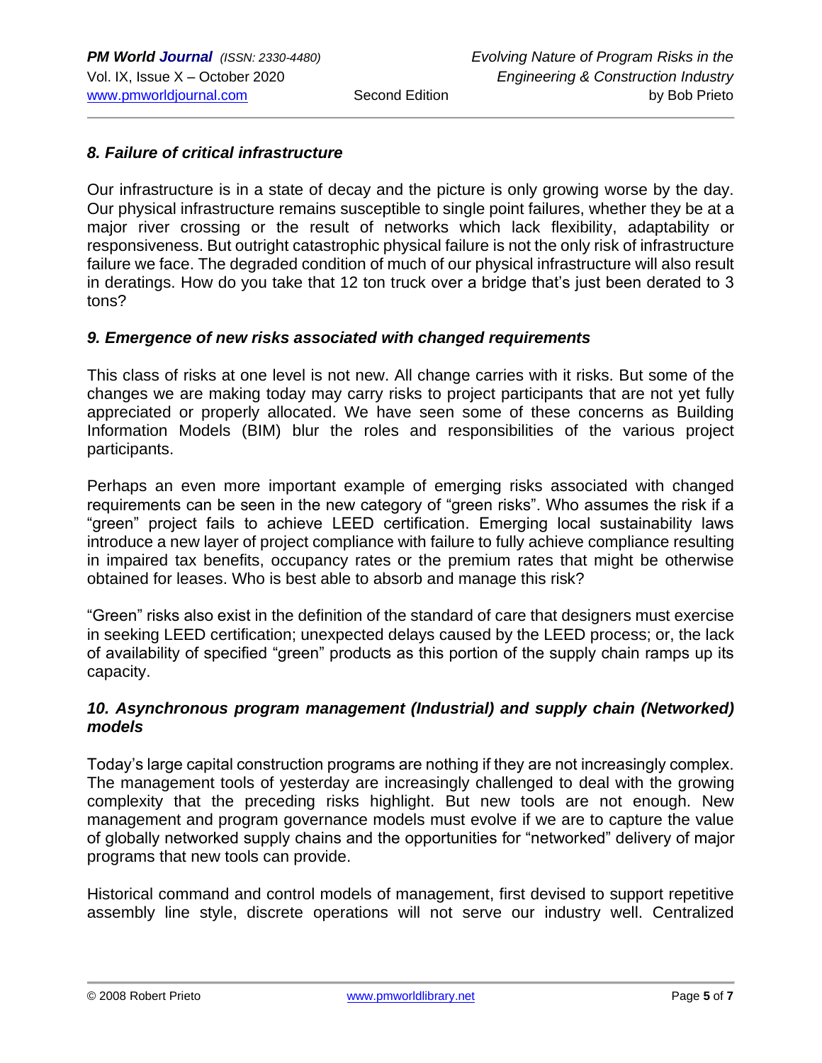### *8. Failure of critical infrastructure*

Our infrastructure is in a state of decay and the picture is only growing worse by the day. Our physical infrastructure remains susceptible to single point failures, whether they be at a major river crossing or the result of networks which lack flexibility, adaptability or responsiveness. But outright catastrophic physical failure is not the only risk of infrastructure failure we face. The degraded condition of much of our physical infrastructure will also result in deratings. How do you take that 12 ton truck over a bridge that's just been derated to 3 tons?

### *9. Emergence of new risks associated with changed requirements*

This class of risks at one level is not new. All change carries with it risks. But some of the changes we are making today may carry risks to project participants that are not yet fully appreciated or properly allocated. We have seen some of these concerns as Building Information Models (BIM) blur the roles and responsibilities of the various project participants.

Perhaps an even more important example of emerging risks associated with changed requirements can be seen in the new category of "green risks". Who assumes the risk if a "green" project fails to achieve LEED certification. Emerging local sustainability laws introduce a new layer of project compliance with failure to fully achieve compliance resulting in impaired tax benefits, occupancy rates or the premium rates that might be otherwise obtained for leases. Who is best able to absorb and manage this risk?

"Green" risks also exist in the definition of the standard of care that designers must exercise in seeking LEED certification; unexpected delays caused by the LEED process; or, the lack of availability of specified "green" products as this portion of the supply chain ramps up its capacity.

### *10. Asynchronous program management (Industrial) and supply chain (Networked) models*

Today's large capital construction programs are nothing if they are not increasingly complex. The management tools of yesterday are increasingly challenged to deal with the growing complexity that the preceding risks highlight. But new tools are not enough. New management and program governance models must evolve if we are to capture the value of globally networked supply chains and the opportunities for "networked" delivery of major programs that new tools can provide.

Historical command and control models of management, first devised to support repetitive assembly line style, discrete operations will not serve our industry well. Centralized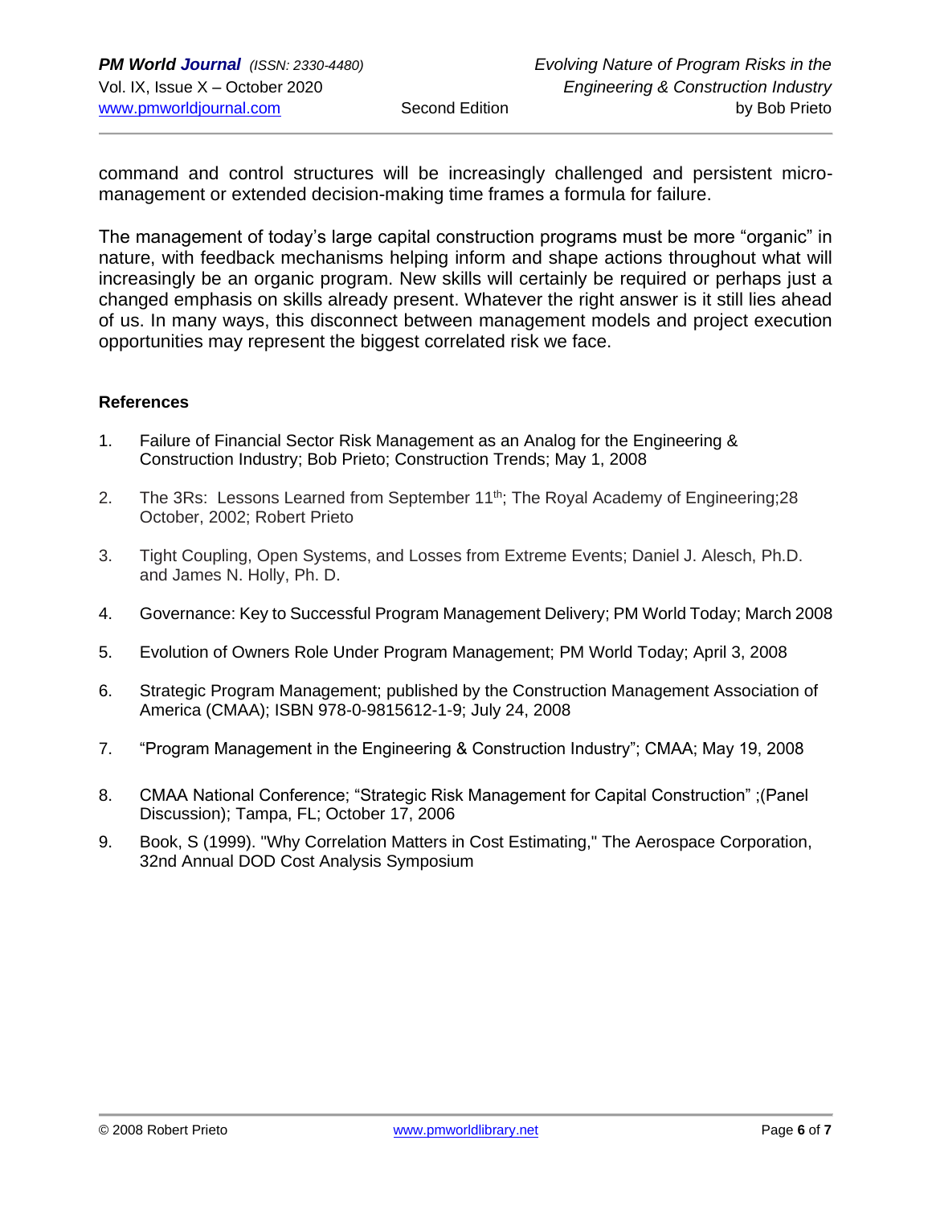command and control structures will be increasingly challenged and persistent micro-management or extended decision-making time frames a formula for failure.

The management of today's large capital construction programs must be more "organic" in nature, with feedback mechanisms helping inform and shape actions throughout what will increasingly be an organic program. New skills will certainly be required or perhaps just a changed emphasis on skills already present. Whatever the right answer is it still lies ahead of us. In many ways, this disconnect between management models and project execution opportunities may represent the biggest correlated risk we face.

**References**

1. Failure of Financial Sector Risk Management as an Analog for the Engineering & Construction Industry; Bob Prieto; Construction Trends; May 1, 2008

2. The 3Rs: Lessons Learned from September 11th; The Royal Academy of Engineering;28 October, 2002; Robert Prieto

3. Tight Coupling, Open Systems, and Losses from Extreme Events; Daniel J. Alesch, Ph.D. and James N. Holly, Ph. D.

4. Governance: Key to Successful Program Management Delivery; PM World Today; March 2008

5. Evolution of Owners Role Under Program Management; PM World Today; April 3, 2008

6. Strategic Program Management; published by the Construction Management Association of America (CMAA); ISBN 978-0-9815612-1-9; July 24, 2008

7. "Program Management in the Engineering & Construction Industry"; CMAA; May 19, 2008

8. CMAA National Conference; "Strategic Risk Management for Capital Construction" ;(Panel Discussion); Tampa, FL; October 17, 2006

9. Book, S (1999). "Why Correlation Matters in Cost Estimating," The Aerospace Corporation, 32nd Annual DOD Cost Analysis Symposium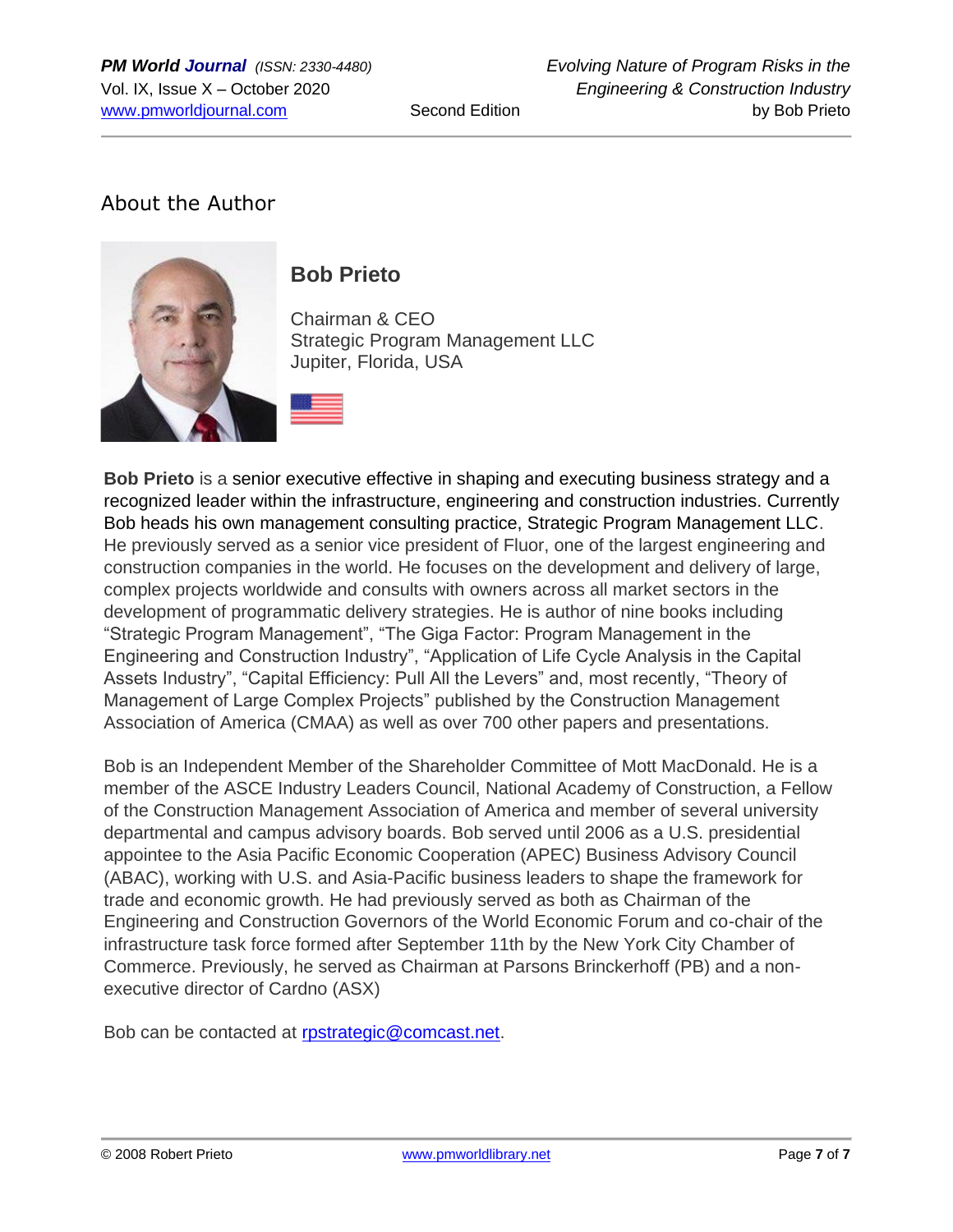## About the Author

### Bob Prieto

Chairman & CEO
Strategic Program Management LLC
Jupiter, Florida, USA

**Bob Prieto** is a senior executive effective in shaping and executing business strategy and a recognized leader within the infrastructure, engineering and construction industries. Currently Bob heads his own management consulting practice, Strategic Program Management LLC. He previously served as a senior vice president of Fluor, one of the largest engineering and construction companies in the world. He focuses on the development and delivery of large, complex projects worldwide and consults with owners across all market sectors in the development of programmatic delivery strategies. He is author of nine books including "Strategic Program Management", "The Giga Factor: Program Management in the Engineering and Construction Industry", "Application of Life Cycle Analysis in the Capital Assets Industry", "Capital Efficiency: Pull All the Levers" and, most recently, "Theory of Management of Large Complex Projects" published by the Construction Management Association of America (CMAA) as well as over 700 other papers and presentations.

Bob is an Independent Member of the Shareholder Committee of Mott MacDonald. He is a member of the ASCE Industry Leaders Council, National Academy of Construction, a Fellow of the Construction Management Association of America and member of several university departmental and campus advisory boards. Bob served until 2006 as a U.S. presidential appointee to the Asia Pacific Economic Cooperation (APEC) Business Advisory Council (ABAC), working with U.S. and Asia-Pacific business leaders to shape the framework for trade and economic growth. He had previously served as both as Chairman of the Engineering and Construction Governors of the World Economic Forum and co-chair of the infrastructure task force formed after September 11th by the New York City Chamber of Commerce. Previously, he served as Chairman at Parsons Brinckerhoff (PB) and a non-executive director of Cardno (ASX)

Bob can be contacted at rpstrategic@comcast.net.